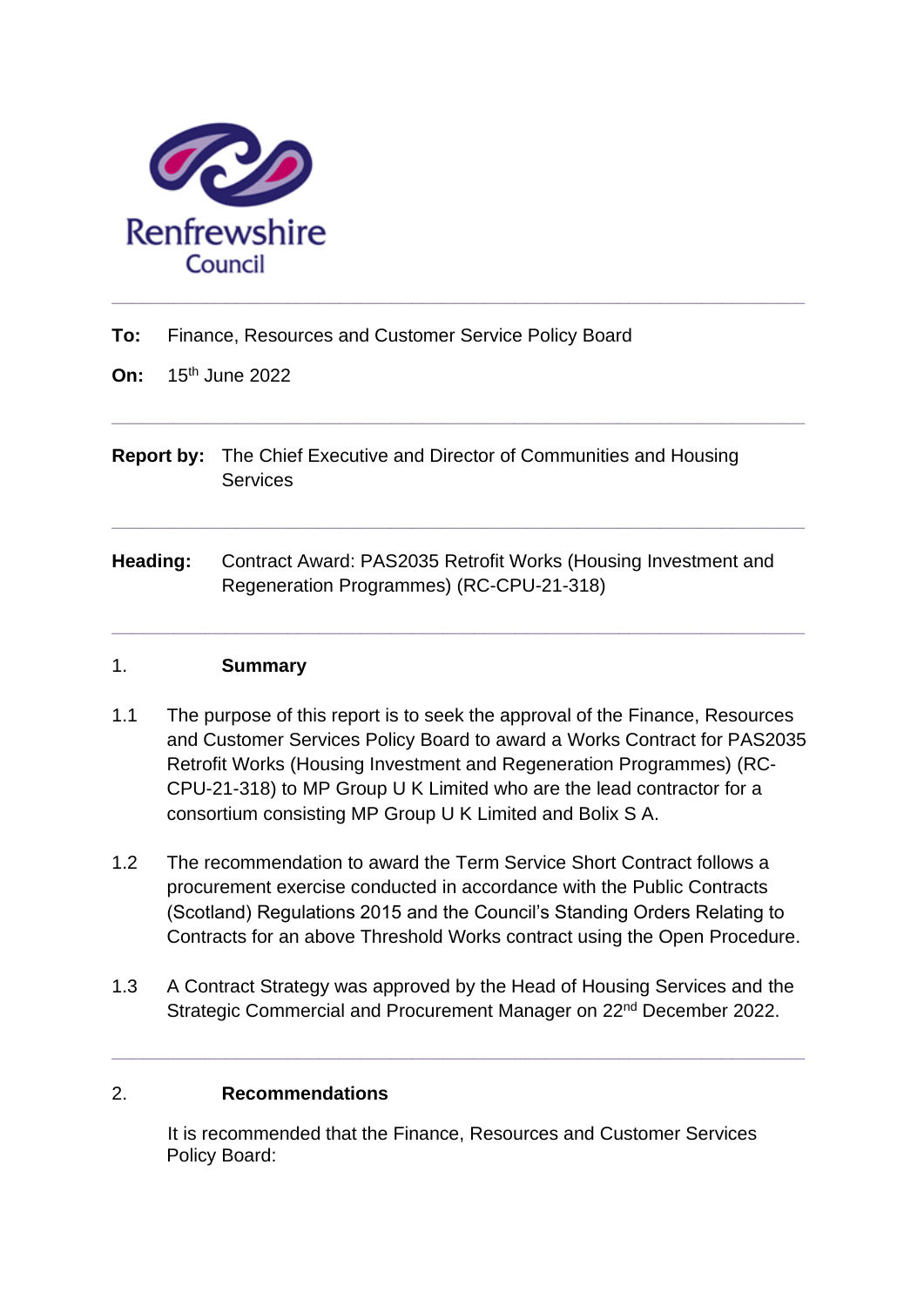Renfrewshire Council

---

**To:** Finance, Resources and Customer Service Policy Board

**On:** 15th June 2022

---

**Report by:** The Chief Executive and Director of Communities and Housing Services

---

**Heading:** Contract Award: PAS2035 Retrofit Works (Housing Investment and Regeneration Programmes) (RC-CPU-21-318)

---

## 1. Summary

1.1 The purpose of this report is to seek the approval of the Finance, Resources and Customer Services Policy Board to award a Works Contract for PAS2035 Retrofit Works (Housing Investment and Regeneration Programmes) (RC-CPU-21-318) to MP Group U K Limited who are the lead contractor for a consortium consisting MP Group U K Limited and Bolix S A.

1.2 The recommendation to award the Term Service Short Contract follows a procurement exercise conducted in accordance with the Public Contracts (Scotland) Regulations 2015 and the Council's Standing Orders Relating to Contracts for an above Threshold Works contract using the Open Procedure.

1.3 A Contract Strategy was approved by the Head of Housing Services and the Strategic Commercial and Procurement Manager on 22nd December 2022.

---

## 2. Recommendations

It is recommended that the Finance, Resources and Customer Services Policy Board: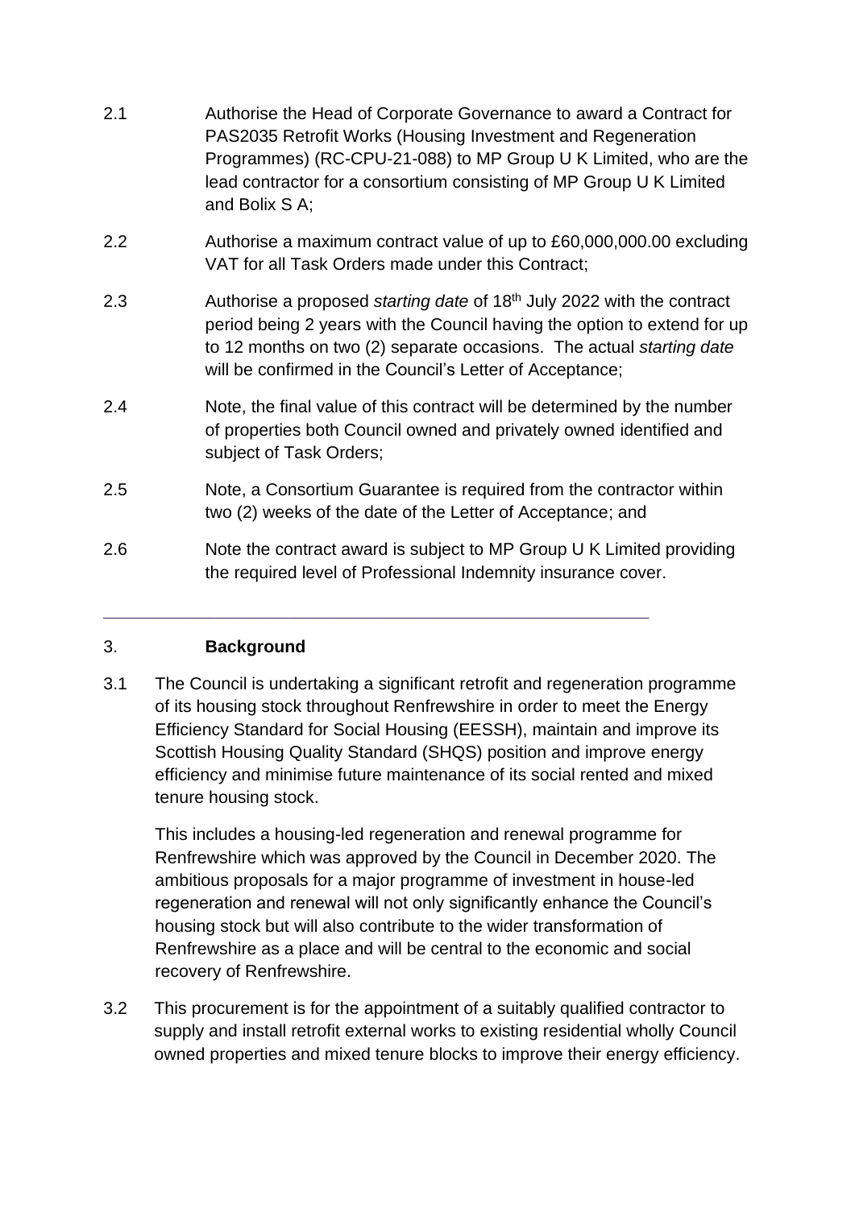2.1 Authorise the Head of Corporate Governance to award a Contract for PAS2035 Retrofit Works (Housing Investment and Regeneration Programmes) (RC-CPU-21-088) to MP Group U K Limited, who are the lead contractor for a consortium consisting of MP Group U K Limited and Bolix S A;

2.2 Authorise a maximum contract value of up to £60,000,000.00 excluding VAT for all Task Orders made under this Contract;

2.3 Authorise a proposed *starting date* of 18th July 2022 with the contract period being 2 years with the Council having the option to extend for up to 12 months on two (2) separate occasions. The actual *starting date* will be confirmed in the Council's Letter of Acceptance;

2.4 Note, the final value of this contract will be determined by the number of properties both Council owned and privately owned identified and subject of Task Orders;

2.5 Note, a Consortium Guarantee is required from the contractor within two (2) weeks of the date of the Letter of Acceptance; and

2.6 Note the contract award is subject to MP Group U K Limited providing the required level of Professional Indemnity insurance cover.

---

## 3. **Background**

3.1 The Council is undertaking a significant retrofit and regeneration programme of its housing stock throughout Renfrewshire in order to meet the Energy Efficiency Standard for Social Housing (EESSH), maintain and improve its Scottish Housing Quality Standard (SHQS) position and improve energy efficiency and minimise future maintenance of its social rented and mixed tenure housing stock.

This includes a housing-led regeneration and renewal programme for Renfrewshire which was approved by the Council in December 2020. The ambitious proposals for a major programme of investment in house-led regeneration and renewal will not only significantly enhance the Council's housing stock but will also contribute to the wider transformation of Renfrewshire as a place and will be central to the economic and social recovery of Renfrewshire.

3.2 This procurement is for the appointment of a suitably qualified contractor to supply and install retrofit external works to existing residential wholly Council owned properties and mixed tenure blocks to improve their energy efficiency.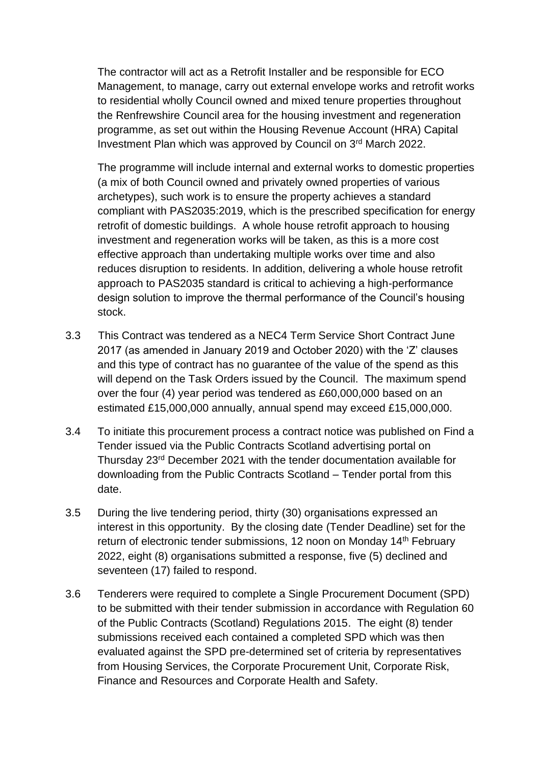The contractor will act as a Retrofit Installer and be responsible for ECO Management, to manage, carry out external envelope works and retrofit works to residential wholly Council owned and mixed tenure properties throughout the Renfrewshire Council area for the housing investment and regeneration programme, as set out within the Housing Revenue Account (HRA) Capital Investment Plan which was approved by Council on 3rd March 2022.

The programme will include internal and external works to domestic properties (a mix of both Council owned and privately owned properties of various archetypes), such work is to ensure the property achieves a standard compliant with PAS2035:2019, which is the prescribed specification for energy retrofit of domestic buildings. A whole house retrofit approach to housing investment and regeneration works will be taken, as this is a more cost effective approach than undertaking multiple works over time and also reduces disruption to residents. In addition, delivering a whole house retrofit approach to PAS2035 standard is critical to achieving a high-performance design solution to improve the thermal performance of the Council's housing stock.

3.3 This Contract was tendered as a NEC4 Term Service Short Contract June 2017 (as amended in January 2019 and October 2020) with the 'Z' clauses and this type of contract has no guarantee of the value of the spend as this will depend on the Task Orders issued by the Council. The maximum spend over the four (4) year period was tendered as £60,000,000 based on an estimated £15,000,000 annually, annual spend may exceed £15,000,000.

3.4 To initiate this procurement process a contract notice was published on Find a Tender issued via the Public Contracts Scotland advertising portal on Thursday 23rd December 2021 with the tender documentation available for downloading from the Public Contracts Scotland – Tender portal from this date.

3.5 During the live tendering period, thirty (30) organisations expressed an interest in this opportunity. By the closing date (Tender Deadline) set for the return of electronic tender submissions, 12 noon on Monday 14th February 2022, eight (8) organisations submitted a response, five (5) declined and seventeen (17) failed to respond.

3.6 Tenderers were required to complete a Single Procurement Document (SPD) to be submitted with their tender submission in accordance with Regulation 60 of the Public Contracts (Scotland) Regulations 2015. The eight (8) tender submissions received each contained a completed SPD which was then evaluated against the SPD pre-determined set of criteria by representatives from Housing Services, the Corporate Procurement Unit, Corporate Risk, Finance and Resources and Corporate Health and Safety.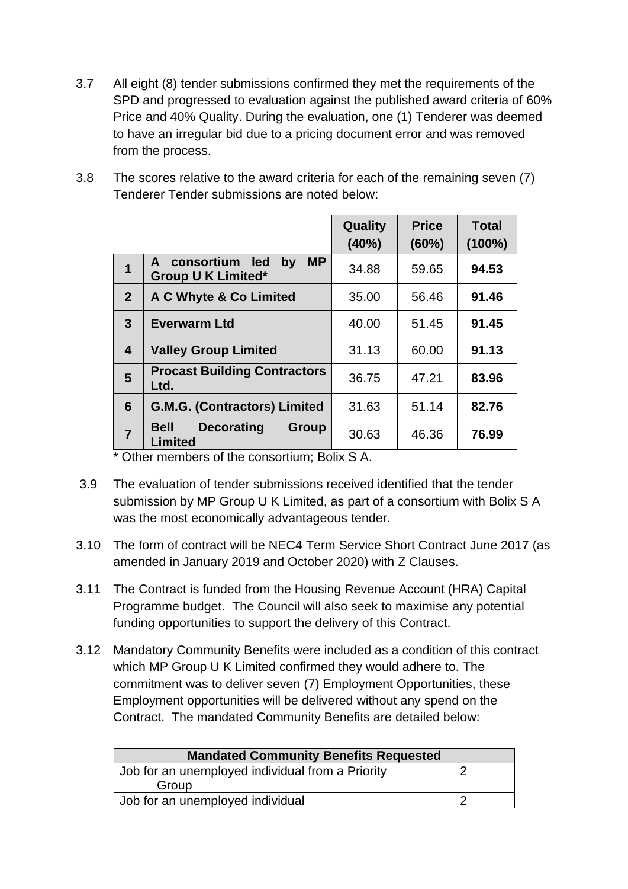3.7 All eight (8) tender submissions confirmed they met the requirements of the SPD and progressed to evaluation against the published award criteria of 60% Price and 40% Quality. During the evaluation, one (1) Tenderer was deemed to have an irregular bid due to a pricing document error and was removed from the process.

3.8 The scores relative to the award criteria for each of the remaining seven (7) Tenderer Tender submissions are noted below:

| | | Quality (40%) | Price (60%) | Total (100%) |
|---|---|---|---|---|
| **1** | **A consortium led by MP Group U K Limited*** | 34.88 | 59.65 | **94.53** |
| **2** | **A C Whyte & Co Limited** | 35.00 | 56.46 | **91.46** |
| **3** | **Everwarm Ltd** | 40.00 | 51.45 | **91.45** |
| **4** | **Valley Group Limited** | 31.13 | 60.00 | **91.13** |
| **5** | **Procast Building Contractors Ltd.** | 36.75 | 47.21 | **83.96** |
| **6** | **G.M.G. (Contractors) Limited** | 31.63 | 51.14 | **82.76** |
| **7** | **Bell Decorating Group Limited** | 30.63 | 46.36 | **76.99** |

* Other members of the consortium; Bolix S A.

3.9 The evaluation of tender submissions received identified that the tender submission by MP Group U K Limited, as part of a consortium with Bolix S A was the most economically advantageous tender.

3.10 The form of contract will be NEC4 Term Service Short Contract June 2017 (as amended in January 2019 and October 2020) with Z Clauses.

3.11 The Contract is funded from the Housing Revenue Account (HRA) Capital Programme budget. The Council will also seek to maximise any potential funding opportunities to support the delivery of this Contract.

3.12 Mandatory Community Benefits were included as a condition of this contract which MP Group U K Limited confirmed they would adhere to. The commitment was to deliver seven (7) Employment Opportunities, these Employment opportunities will be delivered without any spend on the Contract. The mandated Community Benefits are detailed below:

| Mandated Community Benefits Requested | |
|---|---|
| Job for an unemployed individual from a Priority Group | 2 |
| Job for an unemployed individual | 2 |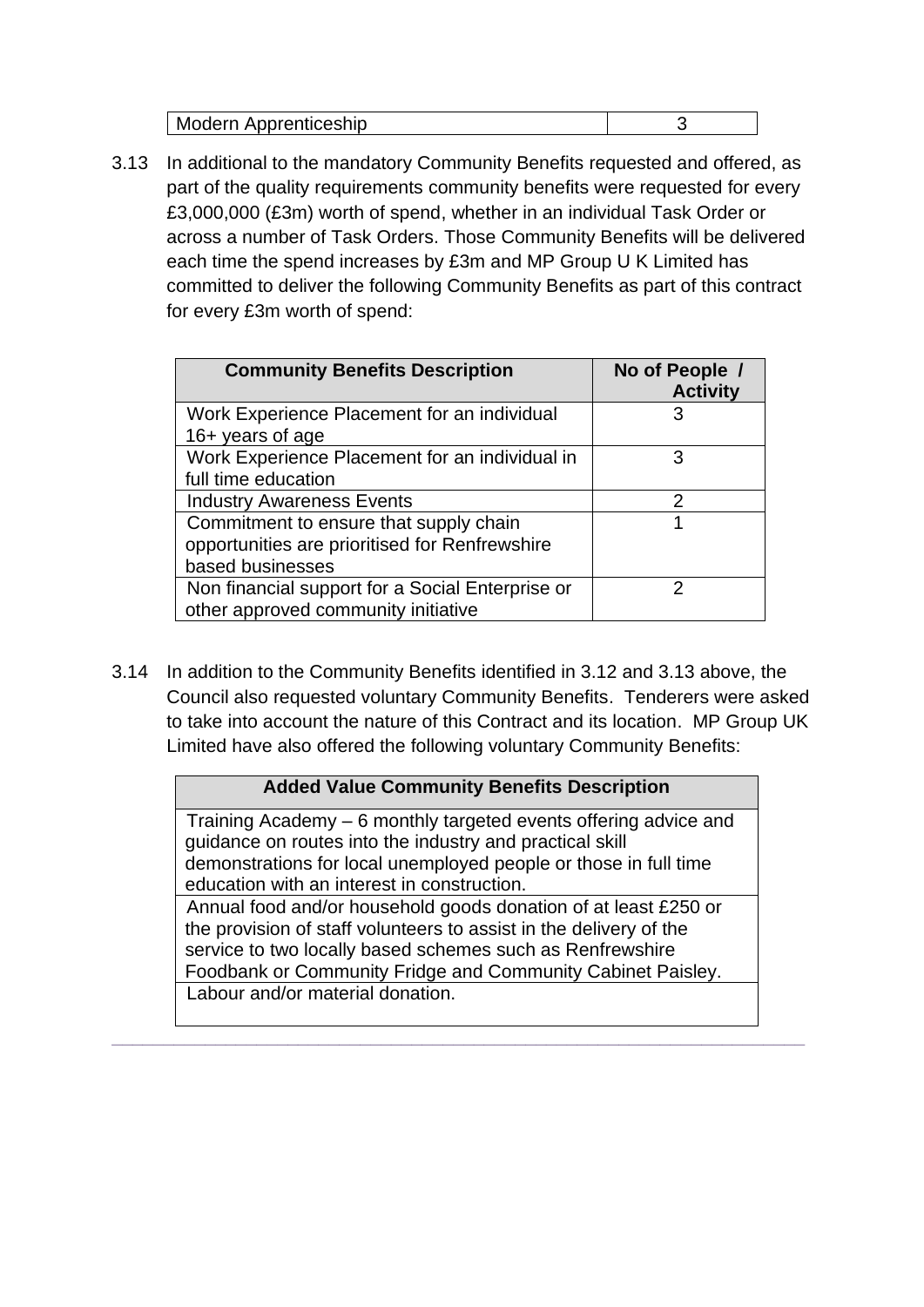| Modern Apprenticeship | 3 |
|---|---|

3.13 In additional to the mandatory Community Benefits requested and offered, as part of the quality requirements community benefits were requested for every £3,000,000 (£3m) worth of spend, whether in an individual Task Order or across a number of Task Orders. Those Community Benefits will be delivered each time the spend increases by £3m and MP Group U K Limited has committed to deliver the following Community Benefits as part of this contract for every £3m worth of spend:

| Community Benefits Description | No of People / Activity |
|---|---|
| Work Experience Placement for an individual 16+ years of age | 3 |
| Work Experience Placement for an individual in full time education | 3 |
| Industry Awareness Events | 2 |
| Commitment to ensure that supply chain opportunities are prioritised for Renfrewshire based businesses | 1 |
| Non financial support for a Social Enterprise or other approved community initiative | 2 |

3.14 In addition to the Community Benefits identified in 3.12 and 3.13 above, the Council also requested voluntary Community Benefits. Tenderers were asked to take into account the nature of this Contract and its location. MP Group UK Limited have also offered the following voluntary Community Benefits:

| Added Value Community Benefits Description |
|---|
| Training Academy – 6 monthly targeted events offering advice and guidance on routes into the industry and practical skill demonstrations for local unemployed people or those in full time education with an interest in construction. |
| Annual food and/or household goods donation of at least £250 or the provision of staff volunteers to assist in the delivery of the service to two locally based schemes such as Renfrewshire Foodbank or Community Fridge and Community Cabinet Paisley. |
| Labour and/or material donation. |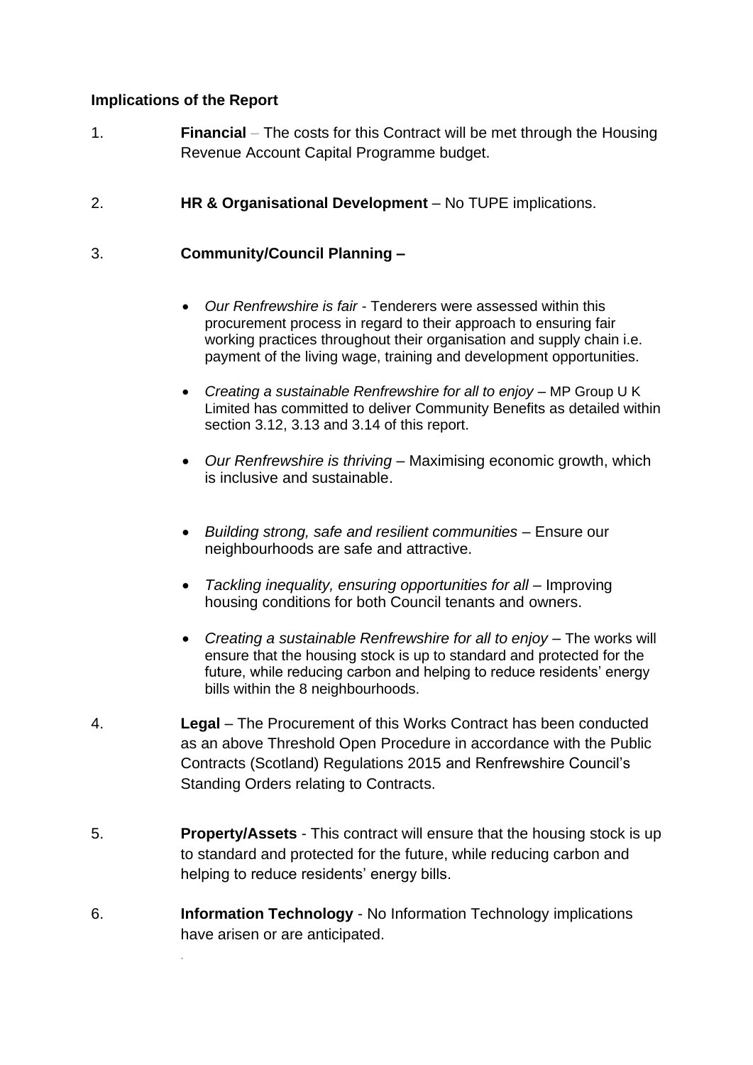**Implications of the Report**

1. **Financial** – The costs for this Contract will be met through the Housing Revenue Account Capital Programme budget.

2. **HR & Organisational Development** – No TUPE implications.

3. **Community/Council Planning –**

   - *Our Renfrewshire is fair* - Tenderers were assessed within this procurement process in regard to their approach to ensuring fair working practices throughout their organisation and supply chain i.e. payment of the living wage, training and development opportunities.

   - *Creating a sustainable Renfrewshire for all to enjoy* – MP Group U K Limited has committed to deliver Community Benefits as detailed within section 3.12, 3.13 and 3.14 of this report.

   - *Our Renfrewshire is thriving* – Maximising economic growth, which is inclusive and sustainable.

   - *Building strong, safe and resilient communities* – Ensure our neighbourhoods are safe and attractive.

   - *Tackling inequality, ensuring opportunities for all* – Improving housing conditions for both Council tenants and owners.

   - *Creating a sustainable Renfrewshire for all to enjoy* – The works will ensure that the housing stock is up to standard and protected for the future, while reducing carbon and helping to reduce residents' energy bills within the 8 neighbourhoods.

4. **Legal** – The Procurement of this Works Contract has been conducted as an above Threshold Open Procedure in accordance with the Public Contracts (Scotland) Regulations 2015 and Renfrewshire Council's Standing Orders relating to Contracts.

5. **Property/Assets** - This contract will ensure that the housing stock is up to standard and protected for the future, while reducing carbon and helping to reduce residents' energy bills.

6. **Information Technology** - No Information Technology implications have arisen or are anticipated.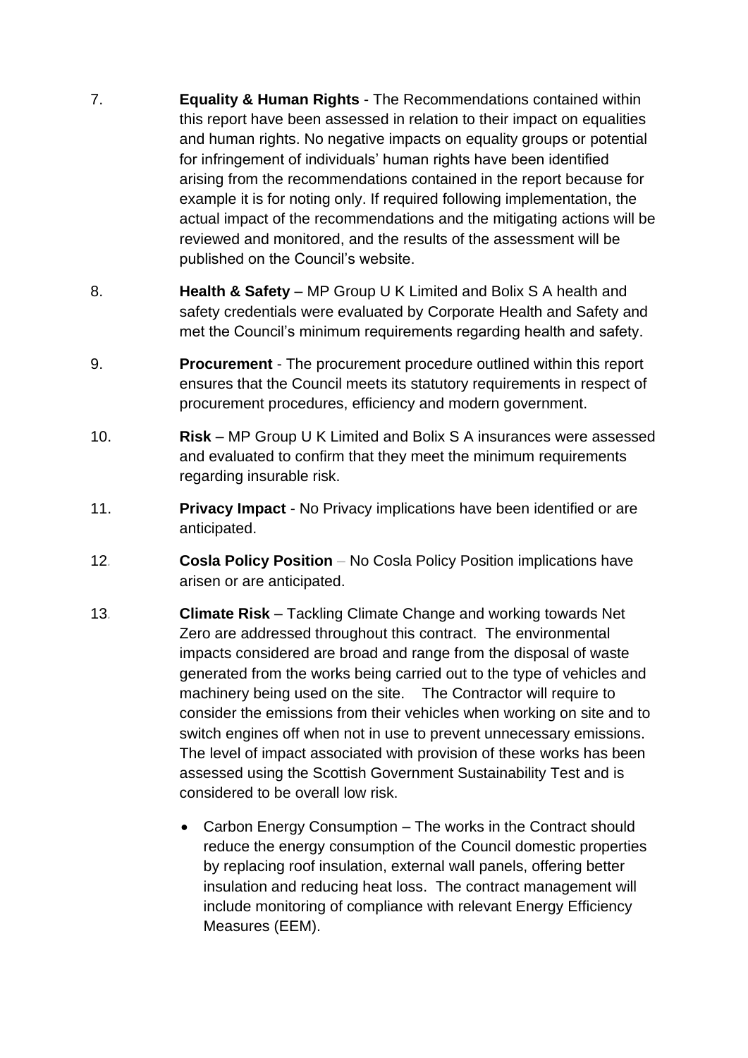7. **Equality & Human Rights** - The Recommendations contained within this report have been assessed in relation to their impact on equalities and human rights. No negative impacts on equality groups or potential for infringement of individuals' human rights have been identified arising from the recommendations contained in the report because for example it is for noting only. If required following implementation, the actual impact of the recommendations and the mitigating actions will be reviewed and monitored, and the results of the assessment will be published on the Council's website.

8. **Health & Safety** – MP Group U K Limited and Bolix S A health and safety credentials were evaluated by Corporate Health and Safety and met the Council's minimum requirements regarding health and safety.

9. **Procurement** - The procurement procedure outlined within this report ensures that the Council meets its statutory requirements in respect of procurement procedures, efficiency and modern government.

10. **Risk** – MP Group U K Limited and Bolix S A insurances were assessed and evaluated to confirm that they meet the minimum requirements regarding insurable risk.

11. **Privacy Impact** - No Privacy implications have been identified or are anticipated.

12. **Cosla Policy Position** – No Cosla Policy Position implications have arisen or are anticipated.

13. **Climate Risk** – Tackling Climate Change and working towards Net Zero are addressed throughout this contract. The environmental impacts considered are broad and range from the disposal of waste generated from the works being carried out to the type of vehicles and machinery being used on the site. The Contractor will require to consider the emissions from their vehicles when working on site and to switch engines off when not in use to prevent unnecessary emissions. The level of impact associated with provision of these works has been assessed using the Scottish Government Sustainability Test and is considered to be overall low risk.

    - Carbon Energy Consumption – The works in the Contract should reduce the energy consumption of the Council domestic properties by replacing roof insulation, external wall panels, offering better insulation and reducing heat loss. The contract management will include monitoring of compliance with relevant Energy Efficiency Measures (EEM).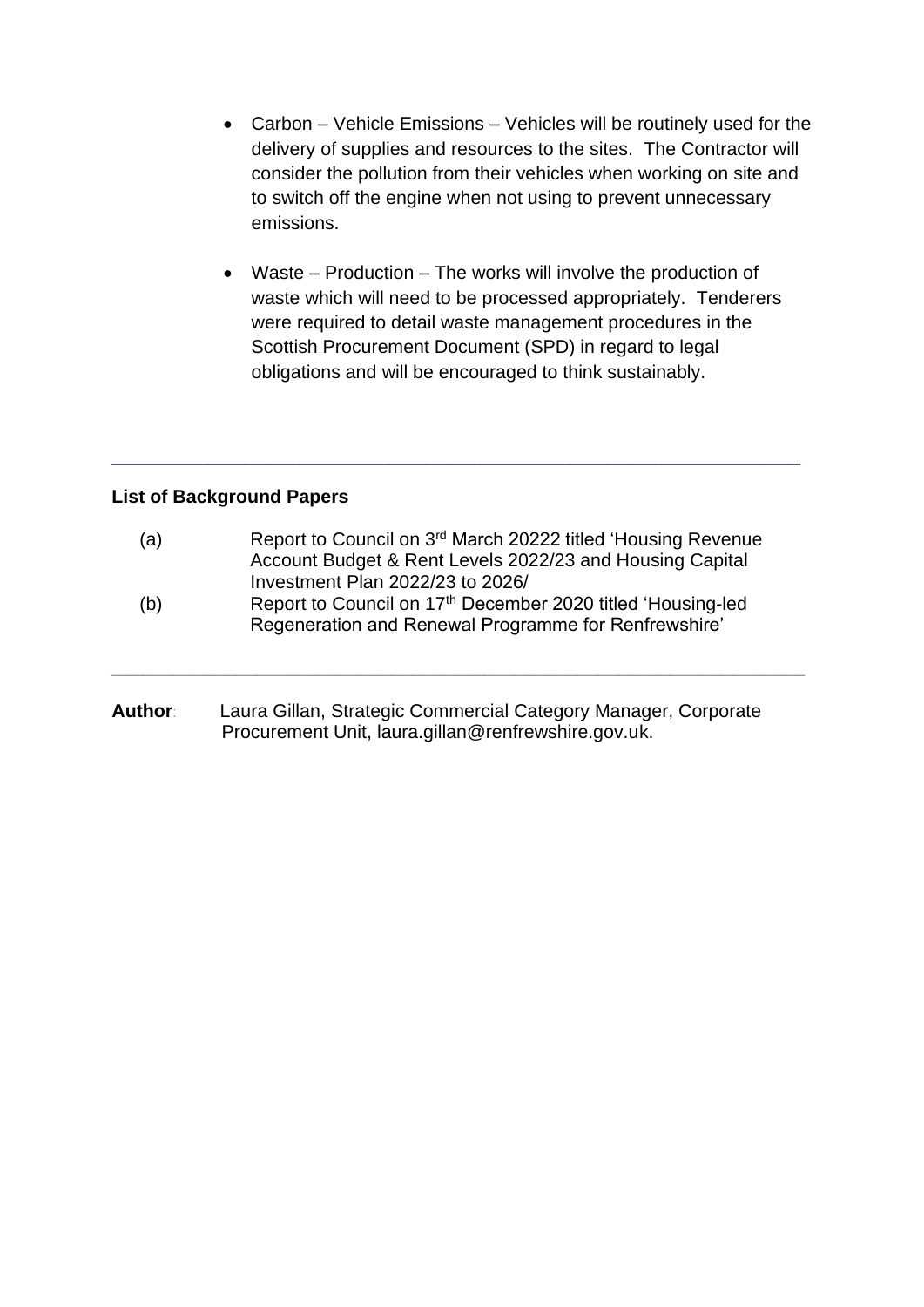- Carbon – Vehicle Emissions – Vehicles will be routinely used for the delivery of supplies and resources to the sites. The Contractor will consider the pollution from their vehicles when working on site and to switch off the engine when not using to prevent unnecessary emissions.

- Waste – Production – The works will involve the production of waste which will need to be processed appropriately. Tenderers were required to detail waste management procedures in the Scottish Procurement Document (SPD) in regard to legal obligations and will be encouraged to think sustainably.

---

**List of Background Papers**

(a) Report to Council on 3rd March 20222 titled 'Housing Revenue Account Budget & Rent Levels 2022/23 and Housing Capital Investment Plan 2022/23 to 2026/

(b) Report to Council on 17th December 2020 titled 'Housing-led Regeneration and Renewal Programme for Renfrewshire'

---

**Author**: Laura Gillan, Strategic Commercial Category Manager, Corporate Procurement Unit, laura.gillan@renfrewshire.gov.uk.